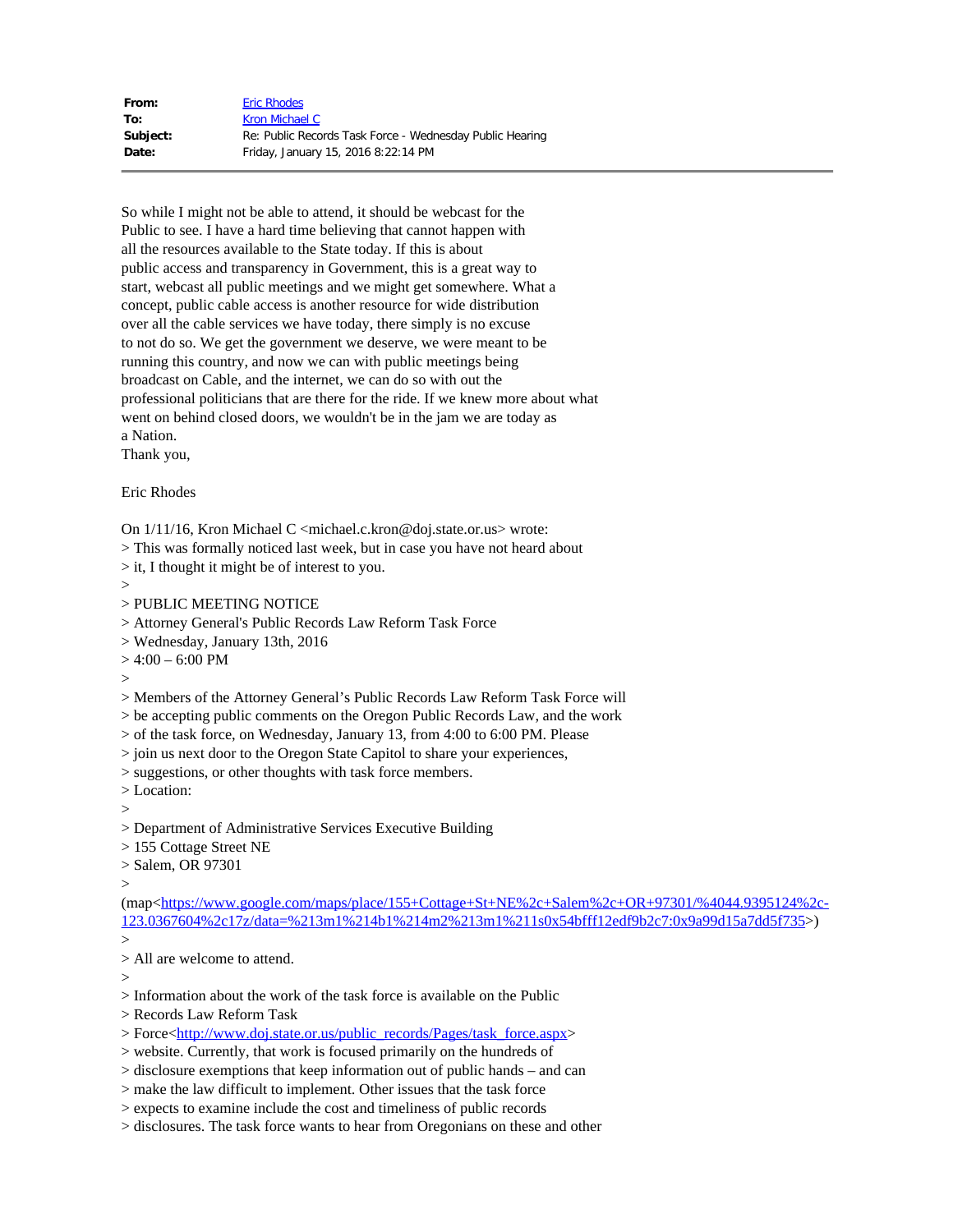| | |
|---|---|
| **From:** | Eric Rhodes |
| **To:** | Kron Michael C |
| **Subject:** | Re: Public Records Task Force - Wednesday Public Hearing |
| **Date:** | Friday, January 15, 2016 8:22:14 PM |

---

So while I might not be able to attend, it should be webcast for the
Public to see. I have a hard time believing that cannot happen with
all the resources available to the State today. If this is about
public access and transparency in Government, this is a great way to
start, webcast all public meetings and we might get somewhere. What a
concept, public cable access is another resource for wide distribution
over all the cable services we have today, there simply is no excuse
to not do so. We get the government we deserve, we were meant to be
running this country, and now we can with public meetings being
broadcast on Cable, and the internet, we can do so with out the
professional politicians that are there for the ride. If we knew more about what
went on behind closed doors, we wouldn't be in the jam we are today as
a Nation.
Thank you,

Eric Rhodes

On 1/11/16, Kron Michael C <michael.c.kron@doj.state.or.us> wrote:
> This was formally noticed last week, but in case you have not heard about
> it, I thought it might be of interest to you.
>
> PUBLIC MEETING NOTICE
> Attorney General's Public Records Law Reform Task Force
> Wednesday, January 13th, 2016
> 4:00 – 6:00 PM
>
> Members of the Attorney General's Public Records Law Reform Task Force will
> be accepting public comments on the Oregon Public Records Law, and the work
> of the task force, on Wednesday, January 13, from 4:00 to 6:00 PM. Please
> join us next door to the Oregon State Capitol to share your experiences,
> suggestions, or other thoughts with task force members.
> Location:
>
> Department of Administrative Services Executive Building
> 155 Cottage Street NE
> Salem, OR 97301
>
(map<https://www.google.com/maps/place/155+Cottage+St+NE%2c+Salem%2c+OR+97301/%4044.9395124%2c-123.0367604%2c17z/data=%213m1%214b1%214m2%213m1%211s0x54bfff12edf9b2c7:0x9a99d15a7dd5f735>)
>
> All are welcome to attend.
>
> Information about the work of the task force is available on the Public
> Records Law Reform Task
> Force<http://www.doj.state.or.us/public_records/Pages/task_force.aspx>
> website. Currently, that work is focused primarily on the hundreds of
> disclosure exemptions that keep information out of public hands – and can
> make the law difficult to implement. Other issues that the task force
> expects to examine include the cost and timeliness of public records
> disclosures. The task force wants to hear from Oregonians on these and other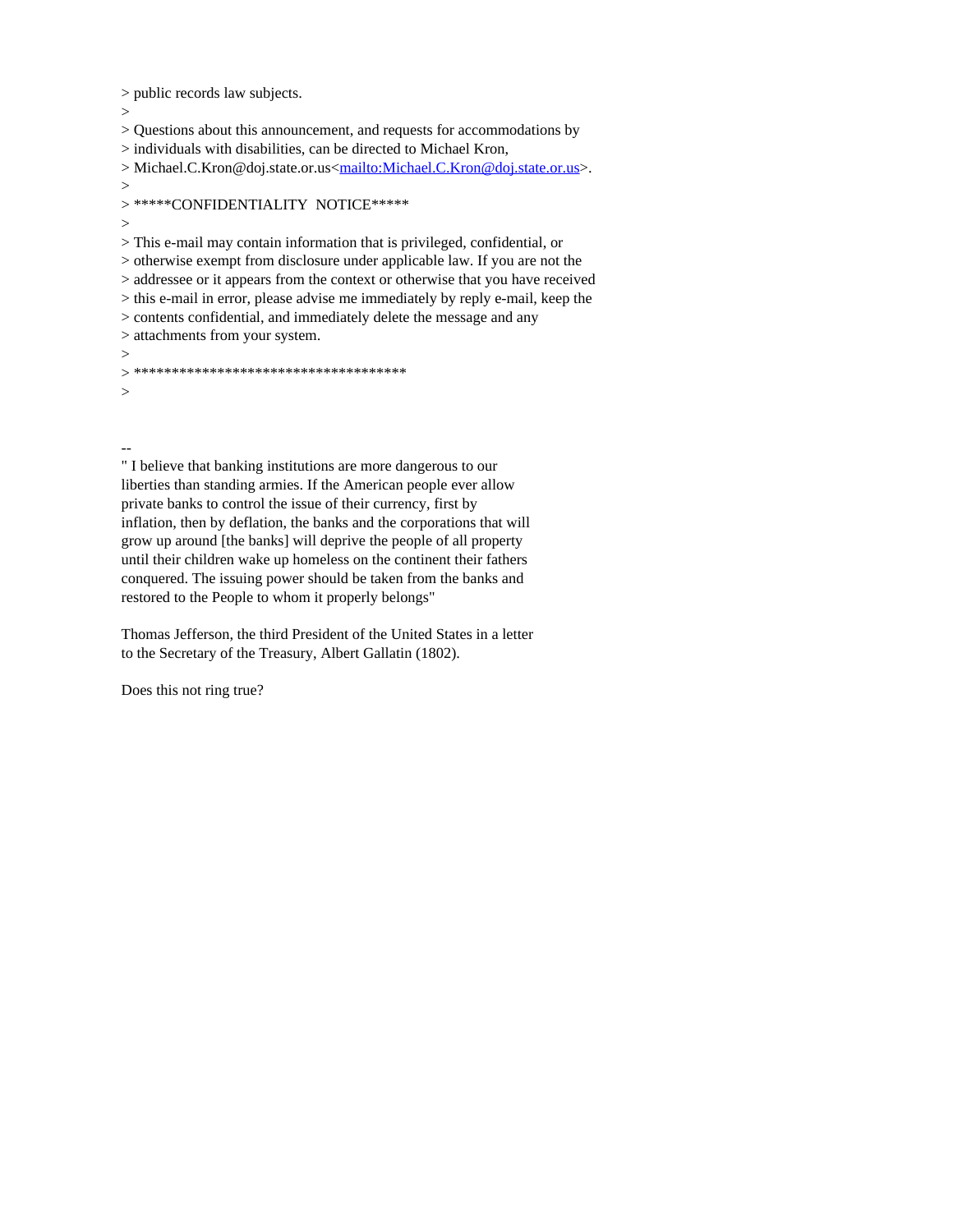> public records law subjects.
>
> Questions about this announcement, and requests for accommodations by
> individuals with disabilities, can be directed to Michael Kron,
> Michael.C.Kron@doj.state.or.us<mailto:Michael.C.Kron@doj.state.or.us>.
>
> *****CONFIDENTIALITY  NOTICE*****
>
> This e-mail may contain information that is privileged, confidential, or
> otherwise exempt from disclosure under applicable law. If you are not the
> addressee or it appears from the context or otherwise that you have received
> this e-mail in error, please advise me immediately by reply e-mail, keep the
> contents confidential, and immediately delete the message and any
> attachments from your system.
>
> ************************************
>

--
" I believe that banking institutions are more dangerous to our
liberties than standing armies. If the American people ever allow
private banks to control the issue of their currency, first by
inflation, then by deflation, the banks and the corporations that will
grow up around [the banks] will deprive the people of all property
until their children wake up homeless on the continent their fathers
conquered. The issuing power should be taken from the banks and
restored to the People to whom it properly belongs"

Thomas Jefferson, the third President of the United States in a letter
to the Secretary of the Treasury, Albert Gallatin (1802).

Does this not ring true?